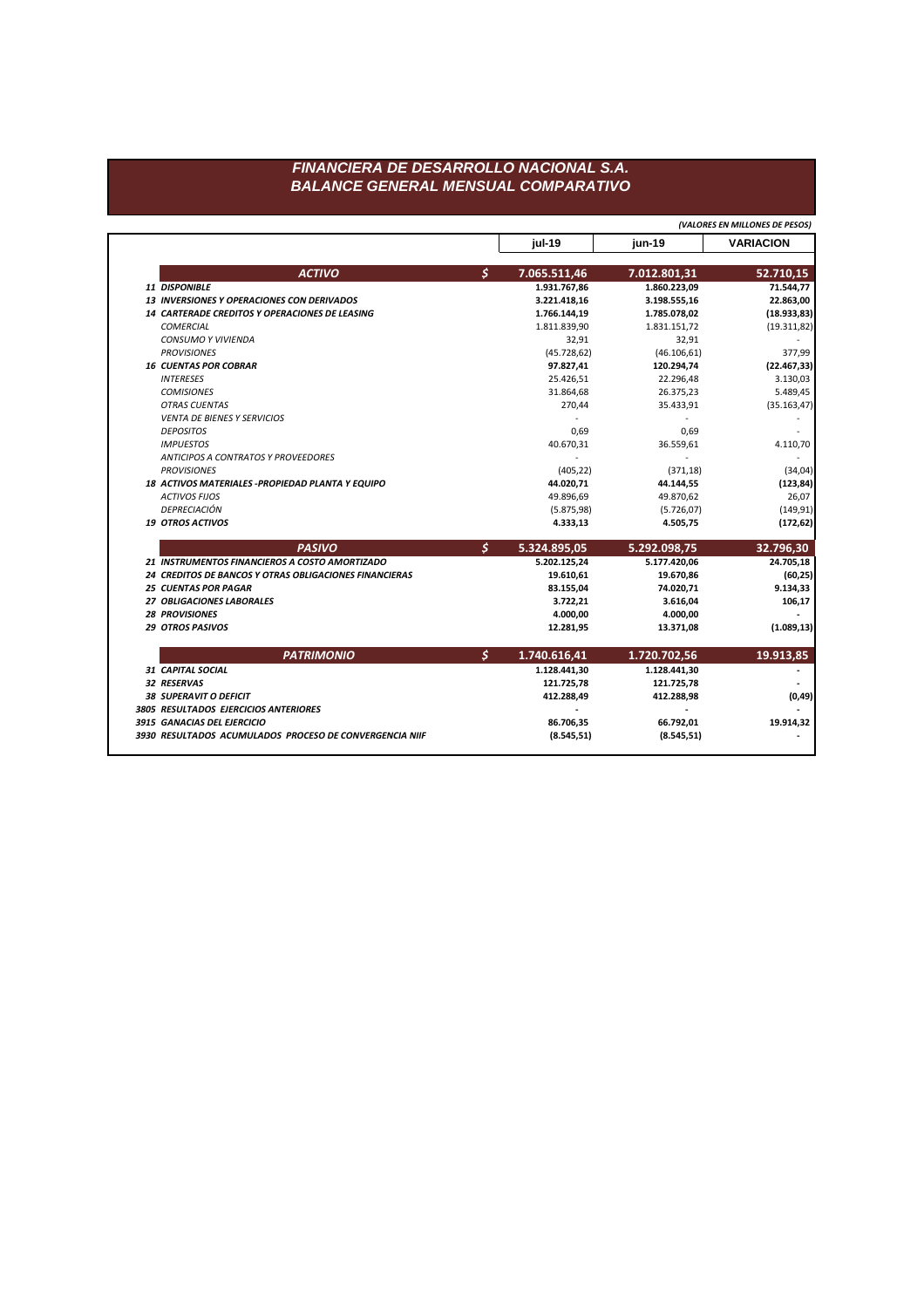# FINANCIERA DE DESARROLLO NACIONAL S.A.
## BALANCE GENERAL MENSUAL COMPARATIVO

*(VALORES EN MILLONES DE PESOS)*

| | | jul-19 | jun-19 | VARIACION |
|---|---|---|---|---|
| ***ACTIVO*** | $ | **7.065.511,46** | **7.012.801,31** | **52.710,15** |
| ***11 DISPONIBLE*** | | **1.931.767,86** | **1.860.223,09** | **71.544,77** |
| ***13 INVERSIONES Y OPERACIONES CON DERIVADOS*** | | **3.221.418,16** | **3.198.555,16** | **22.863,00** |
| ***14 CARTERADE CREDITOS Y OPERACIONES DE LEASING*** | | **1.766.144,19** | **1.785.078,02** | **(18.933,83)** |
| *COMERCIAL* | | 1.811.839,90 | 1.831.151,72 | (19.311,82) |
| *CONSUMO Y VIVIENDA* | | 32,91 | 32,91 | - |
| *PROVISIONES* | | (45.728,62) | (46.106,61) | 377,99 |
| ***16 CUENTAS POR COBRAR*** | | **97.827,41** | **120.294,74** | **(22.467,33)** |
| *INTERESES* | | 25.426,51 | 22.296,48 | 3.130,03 |
| *COMISIONES* | | 31.864,68 | 26.375,23 | 5.489,45 |
| *OTRAS CUENTAS* | | 270,44 | 35.433,91 | (35.163,47) |
| *VENTA DE BIENES Y SERVICIOS* | | - | - | - |
| *DEPOSITOS* | | 0,69 | 0,69 | - |
| *IMPUESTOS* | | 40.670,31 | 36.559,61 | 4.110,70 |
| *ANTICIPOS A CONTRATOS Y PROVEEDORES* | | - | - | - |
| *PROVISIONES* | | (405,22) | (371,18) | (34,04) |
| ***18 ACTIVOS MATERIALES -PROPIEDAD PLANTA Y EQUIPO*** | | **44.020,71** | **44.144,55** | **(123,84)** |
| *ACTIVOS FIJOS* | | 49.896,69 | 49.870,62 | 26,07 |
| *DEPRECIACIÓN* | | (5.875,98) | (5.726,07) | (149,91) |
| ***19 OTROS ACTIVOS*** | | **4.333,13** | **4.505,75** | **(172,62)** |
| ***PASIVO*** | $ | **5.324.895,05** | **5.292.098,75** | **32.796,30** |
| ***21 INSTRUMENTOS FINANCIEROS A COSTO AMORTIZADO*** | | **5.202.125,24** | **5.177.420,06** | **24.705,18** |
| ***24 CREDITOS DE BANCOS Y OTRAS OBLIGACIONES FINANCIERAS*** | | **19.610,61** | **19.670,86** | **(60,25)** |
| ***25 CUENTAS POR PAGAR*** | | **83.155,04** | **74.020,71** | **9.134,33** |
| ***27 OBLIGACIONES LABORALES*** | | **3.722,21** | **3.616,04** | **106,17** |
| ***28 PROVISIONES*** | | **4.000,00** | **4.000,00** | **-** |
| ***29 OTROS PASIVOS*** | | **12.281,95** | **13.371,08** | **(1.089,13)** |
| ***PATRIMONIO*** | $ | **1.740.616,41** | **1.720.702,56** | **19.913,85** |
| ***31 CAPITAL SOCIAL*** | | **1.128.441,30** | **1.128.441,30** | **-** |
| ***32 RESERVAS*** | | **121.725,78** | **121.725,78** | **-** |
| ***38 SUPERAVIT O DEFICIT*** | | **412.288,49** | **412.288,98** | **(0,49)** |
| ***3805 RESULTADOS EJERCICIOS ANTERIORES*** | | **-** | **-** | **-** |
| ***3915 GANACIAS DEL EJERCICIO*** | | **86.706,35** | **66.792,01** | **19.914,32** |
| ***3930 RESULTADOS ACUMULADOS PROCESO DE CONVERGENCIA NIIF*** | | **(8.545,51)** | **(8.545,51)** | **-** |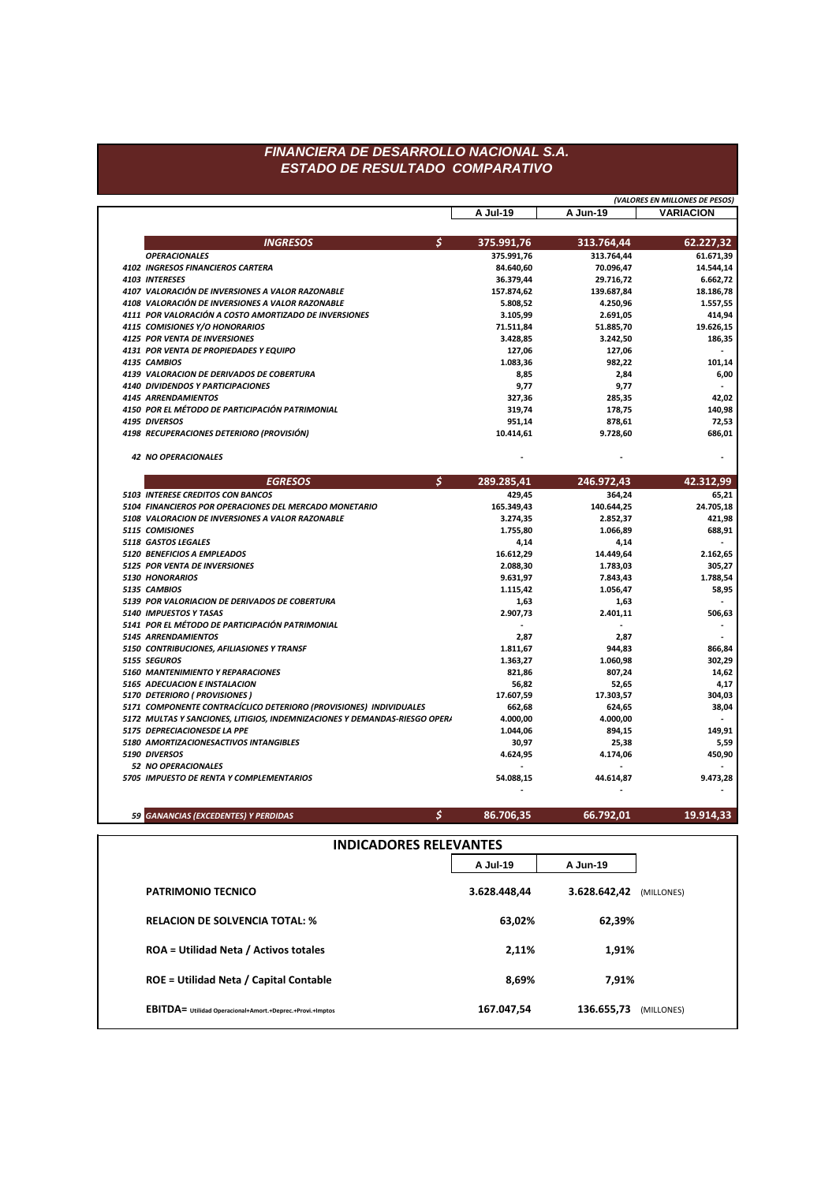# FINANCIERA DE DESARROLLO NACIONAL S.A.
## ESTADO DE RESULTADO COMPARATIVO

*(VALORES EN MILLONES DE PESOS)*

| | | A Jul-19 | A Jun-19 | VARIACION |
|---|---|---|---|---|
| **INGRESOS** | $ | 375.991,76 | 313.764,44 | 62.227,32 |
| *OPERACIONALES* | | 375.991,76 | 313.764,44 | 61.671,39 |
| *4102 INGRESOS FINANCIEROS CARTERA* | | 84.640,60 | 70.096,47 | 14.544,14 |
| *4103 INTERESES* | | 36.379,44 | 29.716,72 | 6.662,72 |
| *4107 VALORACIÓN DE INVERSIONES A VALOR RAZONABLE* | | 157.874,62 | 139.687,84 | 18.186,78 |
| *4108 VALORACIÓN DE INVERSIONES A VALOR RAZONABLE* | | 5.808,52 | 4.250,96 | 1.557,55 |
| *4111 POR VALORACIÓN A COSTO AMORTIZADO DE INVERSIONES* | | 3.105,99 | 2.691,05 | 414,94 |
| *4115 COMISIONES Y/O HONORARIOS* | | 71.511,84 | 51.885,70 | 19.626,15 |
| *4125 POR VENTA DE INVERSIONES* | | 3.428,85 | 3.242,50 | 186,35 |
| *4131 POR VENTA DE PROPIEDADES Y EQUIPO* | | 127,06 | 127,06 | - |
| *4135 CAMBIOS* | | 1.083,36 | 982,22 | 101,14 |
| *4139 VALORACION DE DERIVADOS DE COBERTURA* | | 8,85 | 2,84 | 6,00 |
| *4140 DIVIDENDOS Y PARTICIPACIONES* | | 9,77 | 9,77 | - |
| *4145 ARRENDAMIENTOS* | | 327,36 | 285,35 | 42,02 |
| *4150 POR EL MÉTODO DE PARTICIPACIÓN PATRIMONIAL* | | 319,74 | 178,75 | 140,98 |
| *4195 DIVERSOS* | | 951,14 | 878,61 | 72,53 |
| *4198 RECUPERACIONES DETERIORO (PROVISIÓN)* | | 10.414,61 | 9.728,60 | 686,01 |
| *42 NO OPERACIONALES* | | - | - | - |
| **EGRESOS** | $ | 289.285,41 | 246.972,43 | 42.312,99 |
| *5103 INTERESE CREDITOS CON BANCOS* | | 429,45 | 364,24 | 65,21 |
| *5104 FINANCIEROS POR OPERACIONES DEL MERCADO MONETARIO* | | 165.349,43 | 140.644,25 | 24.705,18 |
| *5108 VALORACION DE INVERSIONES A VALOR RAZONABLE* | | 3.274,35 | 2.852,37 | 421,98 |
| *5115 COMISIONES* | | 1.755,80 | 1.066,89 | 688,91 |
| *5118 GASTOS LEGALES* | | 4,14 | 4,14 | - |
| *5120 BENEFICIOS A EMPLEADOS* | | 16.612,29 | 14.449,64 | 2.162,65 |
| *5125 POR VENTA DE INVERSIONES* | | 2.088,30 | 1.783,03 | 305,27 |
| *5130 HONORARIOS* | | 9.631,97 | 7.843,43 | 1.788,54 |
| *5135 CAMBIOS* | | 1.115,42 | 1.056,47 | 58,95 |
| *5139 POR VALORIACION DE DERIVADOS DE COBERTURA* | | 1,63 | 1,63 | - |
| *5140 IMPUESTOS Y TASAS* | | 2.907,73 | 2.401,11 | 506,63 |
| *5141 POR EL MÉTODO DE PARTICIPACIÓN PATRIMONIAL* | | - | - | - |
| *5145 ARRENDAMIENTOS* | | 2,87 | 2,87 | - |
| *5150 CONTRIBUCIONES, AFILIASIONES Y TRANSF* | | 1.811,67 | 944,83 | 866,84 |
| *5155 SEGUROS* | | 1.363,27 | 1.060,98 | 302,29 |
| *5160 MANTENIMIENTO Y REPARACIONES* | | 821,86 | 807,24 | 14,62 |
| *5165 ADECUACION E INSTALACION* | | 56,82 | 52,65 | 4,17 |
| *5170 DETERIORO ( PROVISIONES )* | | 17.607,59 | 17.303,57 | 304,03 |
| *5171 COMPONENTE CONTRACÍCLICO DETERIORO (PROVISIONES) INDIVIDUALES* | | 662,68 | 624,65 | 38,04 |
| *5172 MULTAS Y SANCIONES, LITIGIOS, INDEMNIZACIONES Y DEMANDAS-RIESGO OPERA* | | 4.000,00 | 4.000,00 | - |
| *5175 DEPRECIACIONESDE LA PPE* | | 1.044,06 | 894,15 | 149,91 |
| *5180 AMORTIZACIONESACTIVOS INTANGIBLES* | | 30,97 | 25,38 | 5,59 |
| *5190 DIVERSOS* | | 4.624,95 | 4.174,06 | 450,90 |
| *52 NO OPERACIONALES* | | - | - | - |
| *5705 IMPUESTO DE RENTA Y COMPLEMENTARIOS* | | 54.088,15 | 44.614,87 | 9.473,28 |
| | | - | - | - |
| *59 GANANCIAS (EXCEDENTES) Y PERDIDAS* | $ | 86.706,35 | 66.792,01 | 19.914,33 |

## INDICADORES RELEVANTES

| | A Jul-19 | A Jun-19 | |
|---|---|---|---|
| **PATRIMONIO TECNICO** | 3.628.448,44 | 3.628.642,42 | (MILLONES) |
| **RELACION DE SOLVENCIA TOTAL: %** | 63,02% | 62,39% | |
| **ROA = Utilidad Neta / Activos totales** | 2,11% | 1,91% | |
| **ROE = Utilidad Neta / Capital Contable** | 8,69% | 7,91% | |
| **EBITDA=** Utilidad Operacional+Amort.+Deprec.+Provi.+Imptos | 167.047,54 | 136.655,73 | (MILLONES) |